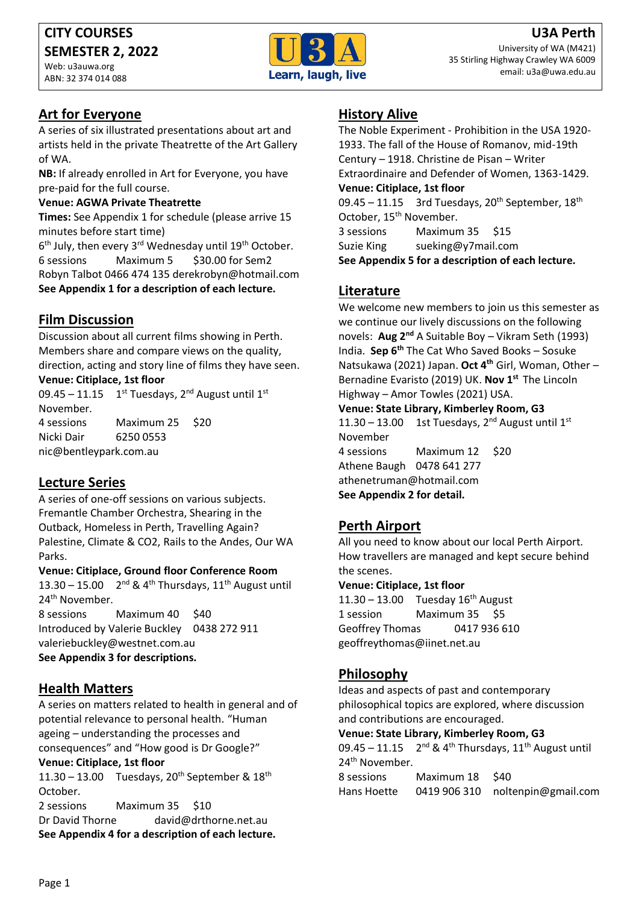**CITY COURSES**
**SEMESTER 2, 2022**
Web: u3auwa.org
ABN: 32 374 014 088

**U3A Perth**
University of WA (M421)
35 Stirling Highway Crawley WA 6009
email: u3a@uwa.edu.au

Learn, laugh, live

## Art for Everyone

A series of six illustrated presentations about art and artists held in the private Theatrette of the Art Gallery of WA.

**NB:** If already enrolled in Art for Everyone, you have pre-paid for the full course.

**Venue: AGWA Private Theatrette**

**Times:** See Appendix 1 for schedule (please arrive 15 minutes before start time)

6th July, then every 3rd Wednesday until 19th October.

6 sessions Maximum 5 $30.00 for Sem2

Robyn Talbot 0466 474 135 derekrobyn@hotmail.com

**See Appendix 1 for a description of each lecture.**

## Film Discussion

Discussion about all current films showing in Perth. Members share and compare views on the quality, direction, acting and story line of films they have seen.

**Venue: Citiplace, 1st floor**

09.45 – 11.15 1st Tuesdays, 2nd August until 1st November.

4 sessions Maximum 25 $20

Nicki Dair 6250 0553

nic@bentleypark.com.au

## Lecture Series

A series of one-off sessions on various subjects. Fremantle Chamber Orchestra, Shearing in the Outback, Homeless in Perth, Travelling Again? Palestine, Climate & CO2, Rails to the Andes, Our WA Parks.

**Venue: Citiplace, Ground floor Conference Room**

13.30 – 15.00 2nd & 4th Thursdays, 11th August until 24th November.

8 sessions Maximum 40 $40

Introduced by Valerie Buckley 0438 272 911

valeriebuckley@westnet.com.au

**See Appendix 3 for descriptions.**

## Health Matters

A series on matters related to health in general and of potential relevance to personal health. "Human ageing – understanding the processes and consequences" and "How good is Dr Google?"

**Venue: Citiplace, 1st floor**

11.30 – 13.00 Tuesdays, 20th September & 18th October.

2 sessions Maximum 35 $10

Dr David Thorne david@drthorne.net.au

**See Appendix 4 for a description of each lecture.**

## History Alive

The Noble Experiment - Prohibition in the USA 1920-1933. The fall of the House of Romanov, mid-19th Century – 1918. Christine de Pisan – Writer Extraordinaire and Defender of Women, 1363-1429.

**Venue: Citiplace, 1st floor**

09.45 – 11.15 3rd Tuesdays, 20th September, 18th October, 15th November.

3 sessions Maximum 35 $15

Suzie King sueking@y7mail.com

**See Appendix 5 for a description of each lecture.**

## Literature

We welcome new members to join us this semester as we continue our lively discussions on the following novels: **Aug 2nd** A Suitable Boy – Vikram Seth (1993) India. **Sep 6th** The Cat Who Saved Books – Sosuke Natsukawa (2021) Japan. **Oct 4th** Girl, Woman, Other – Bernadine Evaristo (2019) UK. **Nov 1st** The Lincoln Highway – Amor Towles (2021) USA.

**Venue: State Library, Kimberley Room, G3**

11.30 – 13.00 1st Tuesdays, 2nd August until 1st November

4 sessions Maximum 12 $20

Athene Baugh 0478 641 277

athenetruman@hotmail.com

**See Appendix 2 for detail.**

## Perth Airport

All you need to know about our local Perth Airport. How travellers are managed and kept secure behind the scenes.

**Venue: Citiplace, 1st floor**

11.30 – 13.00 Tuesday 16th August

1 session Maximum 35 $5

Geoffrey Thomas 0417 936 610

geoffreythomas@iinet.net.au

## Philosophy

Ideas and aspects of past and contemporary philosophical topics are explored, where discussion and contributions are encouraged.

**Venue: State Library, Kimberley Room, G3**

09.45 – 11.15 2nd & 4th Thursdays, 11th August until 24th November.

8 sessions Maximum 18 $40

Hans Hoette 0419 906 310 noltenpin@gmail.com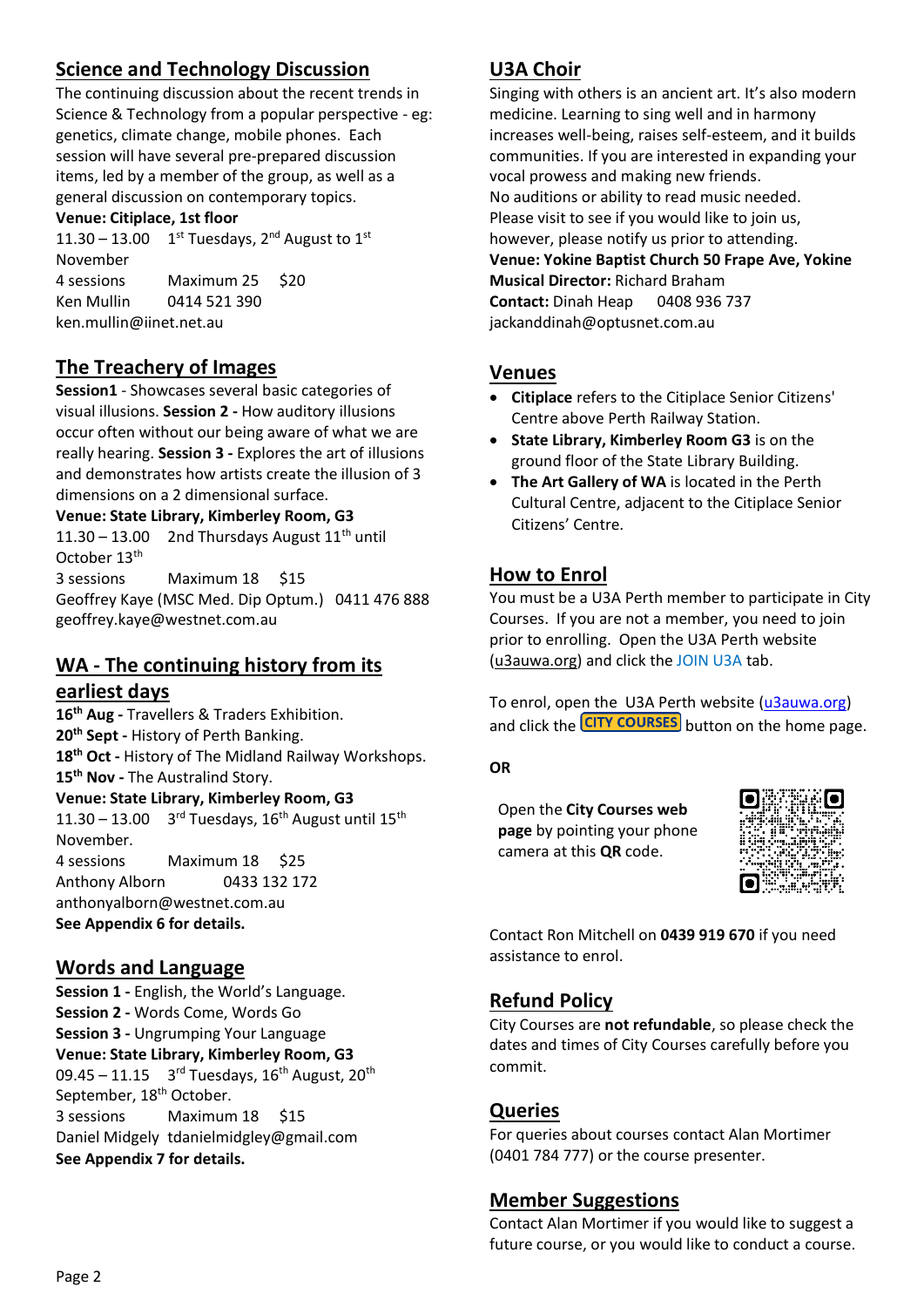## Science and Technology Discussion

The continuing discussion about the recent trends in Science & Technology from a popular perspective - eg: genetics, climate change, mobile phones. Each session will have several pre-prepared discussion items, led by a member of the group, as well as a general discussion on contemporary topics.

**Venue: Citiplace, 1st floor**

11.30 – 13.00 1st Tuesdays, 2nd August to 1st November

4 sessions Maximum 25 $20

Ken Mullin 0414 521 390

ken.mullin@iinet.net.au

## The Treachery of Images

**Session1** - Showcases several basic categories of visual illusions. **Session 2 -** How auditory illusions occur often without our being aware of what we are really hearing. **Session 3 -** Explores the art of illusions and demonstrates how artists create the illusion of 3 dimensions on a 2 dimensional surface.

**Venue: State Library, Kimberley Room, G3**

11.30 – 13.00 2nd Thursdays August 11th until October 13th

3 sessions Maximum 18 $15

Geoffrey Kaye (MSC Med. Dip Optum.) 0411 476 888

geoffrey.kaye@westnet.com.au

## WA - The continuing history from its earliest days

**16th Aug -** Travellers & Traders Exhibition.

**20th Sept -** History of Perth Banking.

**18th Oct -** History of The Midland Railway Workshops.

**15th Nov -** The Australind Story.

**Venue: State Library, Kimberley Room, G3**

11.30 – 13.00 3rd Tuesdays, 16th August until 15th November.

4 sessions Maximum 18 $25

Anthony Alborn 0433 132 172

anthonyalborn@westnet.com.au

**See Appendix 6 for details.**

## Words and Language

**Session 1 -** English, the World's Language.

**Session 2 -** Words Come, Words Go

**Session 3 -** Ungrumping Your Language

**Venue: State Library, Kimberley Room, G3**

09.45 – 11.15 3rd Tuesdays, 16th August, 20th September, 18th October.

3 sessions Maximum 18 $15

Daniel Midgely tdanielmidgley@gmail.com

**See Appendix 7 for details.**

## U3A Choir

Singing with others is an ancient art. It's also modern medicine. Learning to sing well and in harmony increases well-being, raises self-esteem, and it builds communities. If you are interested in expanding your vocal prowess and making new friends.

No auditions or ability to read music needed.

Please visit to see if you would like to join us, however, please notify us prior to attending.

**Venue: Yokine Baptist Church 50 Frape Ave, Yokine**

**Musical Director:** Richard Braham

**Contact:** Dinah Heap 0408 936 737

jackanddinah@optusnet.com.au

## Venues

- **Citiplace** refers to the Citiplace Senior Citizens' Centre above Perth Railway Station.
- **State Library, Kimberley Room G3** is on the ground floor of the State Library Building.
- **The Art Gallery of WA** is located in the Perth Cultural Centre, adjacent to the Citiplace Senior Citizens' Centre.

## How to Enrol

You must be a U3A Perth member to participate in City Courses. If you are not a member, you need to join prior to enrolling. Open the U3A Perth website (u3auwa.org) and click the JOIN U3A tab.

To enrol, open the U3A Perth website (u3auwa.org) and click the **CITY COURSES** button on the home page.

**OR**

Open the **City Courses web page** by pointing your phone camera at this **QR** code.

Contact Ron Mitchell on **0439 919 670** if you need assistance to enrol.

## Refund Policy

City Courses are **not refundable**, so please check the dates and times of City Courses carefully before you commit.

## Queries

For queries about courses contact Alan Mortimer (0401 784 777) or the course presenter.

## Member Suggestions

Contact Alan Mortimer if you would like to suggest a future course, or you would like to conduct a course.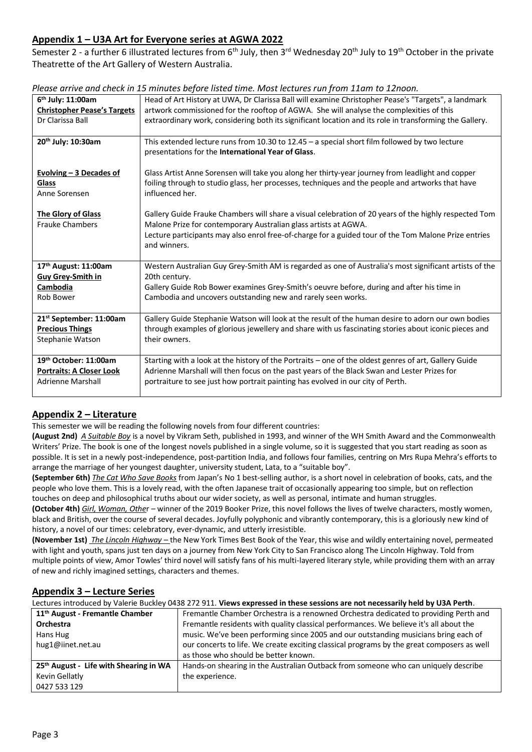## Appendix 1 – U3A Art for Everyone series at AGWA 2022

Semester 2 - a further 6 illustrated lectures from 6th July, then 3rd Wednesday 20th July to 19th October in the private Theatrette of the Art Gallery of Western Australia.

*Please arrive and check in 15 minutes before listed time. Most lectures run from 11am to 12noon.*

| | |
|---|---|
| **6th July: 11:00am**<br>**Christopher Pease's Targets**<br>Dr Clarissa Ball | Head of Art History at UWA, Dr Clarissa Ball will examine Christopher Pease's "Targets", a landmark artwork commissioned for the rooftop of AGWA. She will analyse the complexities of this extraordinary work, considering both its significant location and its role in transforming the Gallery. |
| **20th July: 10:30am**<br><br>**Evolving – 3 Decades of Glass**<br>Anne Sorensen<br><br>**The Glory of Glass**<br>Frauke Chambers | This extended lecture runs from 10.30 to 12.45 – a special short film followed by two lecture presentations for the **International Year of Glass**.<br><br>Glass Artist Anne Sorensen will take you along her thirty-year journey from leadlight and copper foiling through to studio glass, her processes, techniques and the people and artworks that have influenced her.<br><br>Gallery Guide Frauke Chambers will share a visual celebration of 20 years of the highly respected Tom Malone Prize for contemporary Australian glass artists at AGWA.<br>Lecture participants may also enrol free-of-charge for a guided tour of the Tom Malone Prize entries and winners. |
| **17th August: 11:00am**<br>**Guy Grey-Smith in Cambodia**<br>Rob Bower | Western Australian Guy Grey-Smith AM is regarded as one of Australia's most significant artists of the 20th century.<br>Gallery Guide Rob Bower examines Grey-Smith's oeuvre before, during and after his time in Cambodia and uncovers outstanding new and rarely seen works. |
| **21st September: 11:00am**<br>**Precious Things**<br>Stephanie Watson | Gallery Guide Stephanie Watson will look at the result of the human desire to adorn our own bodies through examples of glorious jewellery and share with us fascinating stories about iconic pieces and their owners. |
| **19th October: 11:00am**<br>**Portraits: A Closer Look**<br>Adrienne Marshall | Starting with a look at the history of the Portraits – one of the oldest genres of art, Gallery Guide Adrienne Marshall will then focus on the past years of the Black Swan and Lester Prizes for portraiture to see just how portrait painting has evolved in our city of Perth. |

## Appendix 2 – Literature

This semester we will be reading the following novels from four different countries:

**(August 2nd)** *A Suitable Boy* is a novel by Vikram Seth, published in 1993, and winner of the WH Smith Award and the Commonwealth Writers' Prize. The book is one of the longest novels published in a single volume, so it is suggested that you start reading as soon as possible. It is set in a newly post-independence, post-partition India, and follows four families, centring on Mrs Rupa Mehra's efforts to arrange the marriage of her youngest daughter, university student, Lata, to a "suitable boy".

**(September 6th)** *The Cat Who Save Books* from Japan's No 1 best-selling author, is a short novel in celebration of books, cats, and the people who love them. This is a lovely read, with the often Japanese trait of occasionally appearing too simple, but on reflection touches on deep and philosophical truths about our wider society, as well as personal, intimate and human struggles.

**(October 4th)** *Girl, Woman, Other* – winner of the 2019 Booker Prize, this novel follows the lives of twelve characters, mostly women, black and British, over the course of several decades. Joyfully polyphonic and vibrantly contemporary, this is a gloriously new kind of history, a novel of our times: celebratory, ever-dynamic, and utterly irresistible.

**(November 1st)** *The Lincoln Highway* – the New York Times Best Book of the Year, this wise and wildly entertaining novel, permeated with light and youth, spans just ten days on a journey from New York City to San Francisco along The Lincoln Highway. Told from multiple points of view, Amor Towles' third novel will satisfy fans of his multi-layered literary style, while providing them with an array of new and richly imagined settings, characters and themes.

## Appendix 3 – Lecture Series

Lectures introduced by Valerie Buckley 0438 272 911. **Views expressed in these sessions are not necessarily held by U3A Perth**.

| | |
|---|---|
| **11th August - Fremantle Chamber Orchestra**<br>Hans Hug<br>hug1@iinet.net.au | Fremantle Chamber Orchestra is a renowned Orchestra dedicated to providing Perth and Fremantle residents with quality classical performances. We believe it's all about the music. We've been performing since 2005 and our outstanding musicians bring each of our concerts to life. We create exciting classical programs by the great composers as well as those who should be better known. |
| **25th August - Life with Shearing in WA**<br>Kevin Gellatly<br>0427 533 129 | Hands-on shearing in the Australian Outback from someone who can uniquely describe the experience. |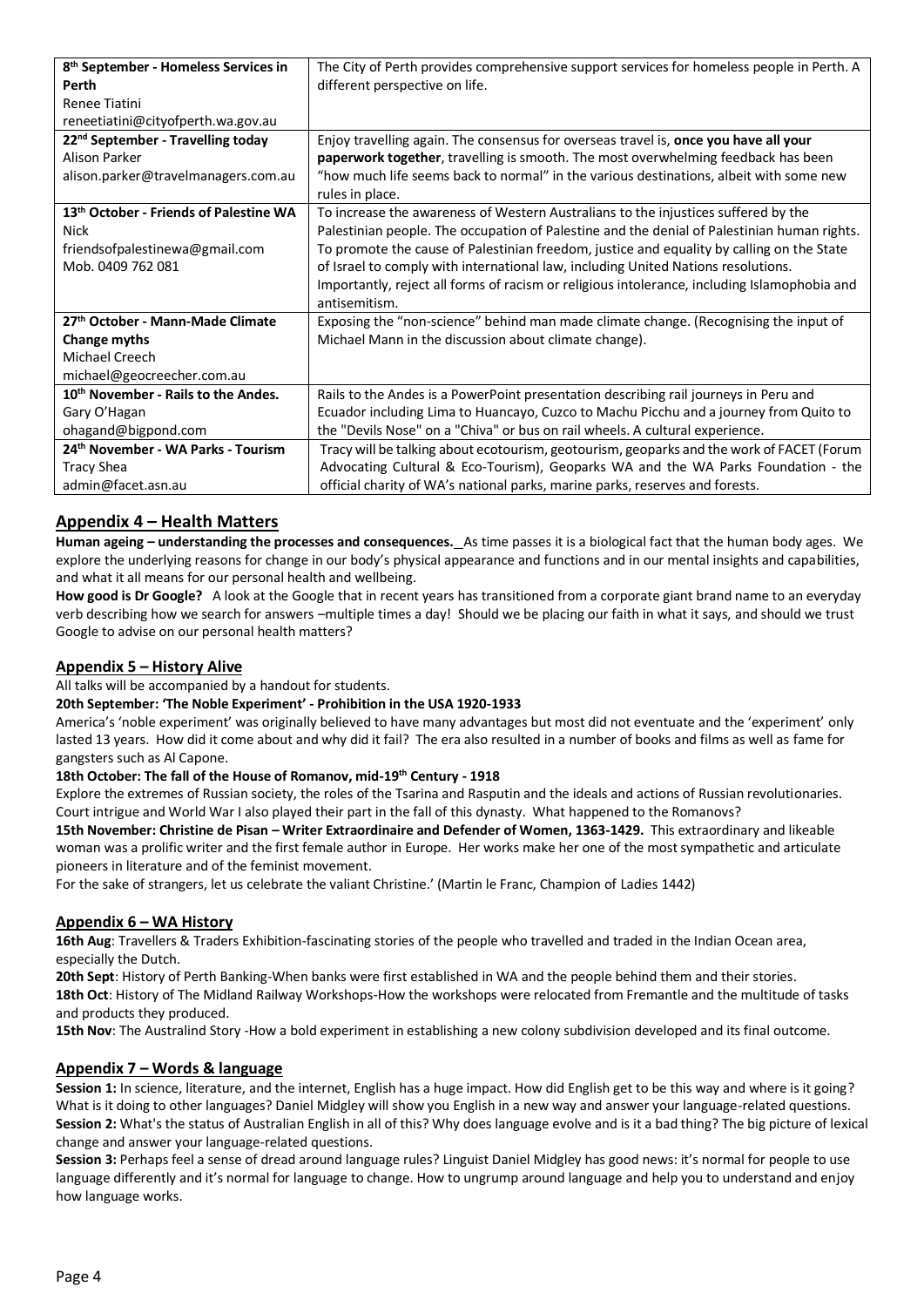| | |
|---|---|
| **8th September - Homeless Services in Perth**<br>Renee Tiatini<br>reneetiatini@cityofperth.wa.gov.au | The City of Perth provides comprehensive support services for homeless people in Perth. A different perspective on life. |
| **22nd September - Travelling today**<br>Alison Parker<br>alison.parker@travelmanagers.com.au | Enjoy travelling again. The consensus for overseas travel is, **once you have all your paperwork together**, travelling is smooth. The most overwhelming feedback has been "how much life seems back to normal" in the various destinations, albeit with some new rules in place. |
| **13th October - Friends of Palestine WA**<br>Nick<br>friendsofpalestinewa@gmail.com<br>Mob. 0409 762 081 | To increase the awareness of Western Australians to the injustices suffered by the Palestinian people. The occupation of Palestine and the denial of Palestinian human rights. To promote the cause of Palestinian freedom, justice and equality by calling on the State of Israel to comply with international law, including United Nations resolutions. Importantly, reject all forms of racism or religious intolerance, including Islamophobia and antisemitism. |
| **27th October - Mann-Made Climate Change myths**<br>Michael Creech<br>michael@geocreecher.com.au | Exposing the "non-science" behind man made climate change. (Recognising the input of Michael Mann in the discussion about climate change). |
| **10th November - Rails to the Andes.**<br>Gary O'Hagan<br>ohagand@bigpond.com | Rails to the Andes is a PowerPoint presentation describing rail journeys in Peru and Ecuador including Lima to Huancayo, Cuzco to Machu Picchu and a journey from Quito to the "Devils Nose" on a "Chiva" or bus on rail wheels. A cultural experience. |
| **24th November - WA Parks - Tourism**<br>Tracy Shea<br>admin@facet.asn.au | Tracy will be talking about ecotourism, geotourism, geoparks and the work of FACET (Forum Advocating Cultural & Eco-Tourism), Geoparks WA and the WA Parks Foundation - the official charity of WA's national parks, marine parks, reserves and forests. |

## Appendix 4 – Health Matters

**Human ageing – understanding the processes and consequences.** As time passes it is a biological fact that the human body ages. We explore the underlying reasons for change in our body's physical appearance and functions and in our mental insights and capabilities, and what it all means for our personal health and wellbeing.

**How good is Dr Google?** A look at the Google that in recent years has transitioned from a corporate giant brand name to an everyday verb describing how we search for answers –multiple times a day! Should we be placing our faith in what it says, and should we trust Google to advise on our personal health matters?

## Appendix 5 – History Alive

All talks will be accompanied by a handout for students.

**20th September: 'The Noble Experiment' - Prohibition in the USA 1920-1933**

America's 'noble experiment' was originally believed to have many advantages but most did not eventuate and the 'experiment' only lasted 13 years. How did it come about and why did it fail? The era also resulted in a number of books and films as well as fame for gangsters such as Al Capone.

**18th October: The fall of the House of Romanov, mid-19th Century - 1918**

Explore the extremes of Russian society, the roles of the Tsarina and Rasputin and the ideals and actions of Russian revolutionaries. Court intrigue and World War I also played their part in the fall of this dynasty. What happened to the Romanovs?

**15th November: Christine de Pisan – Writer Extraordinaire and Defender of Women, 1363-1429.** This extraordinary and likeable woman was a prolific writer and the first female author in Europe. Her works make her one of the most sympathetic and articulate pioneers in literature and of the feminist movement.

For the sake of strangers, let us celebrate the valiant Christine.' (Martin le Franc, Champion of Ladies 1442)

## Appendix 6 – WA History

**16th Aug**: Travellers & Traders Exhibition-fascinating stories of the people who travelled and traded in the Indian Ocean area, especially the Dutch.

**20th Sept**: History of Perth Banking-When banks were first established in WA and the people behind them and their stories.

**18th Oct**: History of The Midland Railway Workshops-How the workshops were relocated from Fremantle and the multitude of tasks and products they produced.

**15th Nov**: The Australind Story -How a bold experiment in establishing a new colony subdivision developed and its final outcome.

## Appendix 7 – Words & language

**Session 1:** In science, literature, and the internet, English has a huge impact. How did English get to be this way and where is it going? What is it doing to other languages? Daniel Midgley will show you English in a new way and answer your language-related questions.

**Session 2:** What's the status of Australian English in all of this? Why does language evolve and is it a bad thing? The big picture of lexical change and answer your language-related questions.

**Session 3:** Perhaps feel a sense of dread around language rules? Linguist Daniel Midgley has good news: it's normal for people to use language differently and it's normal for language to change. How to ungrump around language and help you to understand and enjoy how language works.